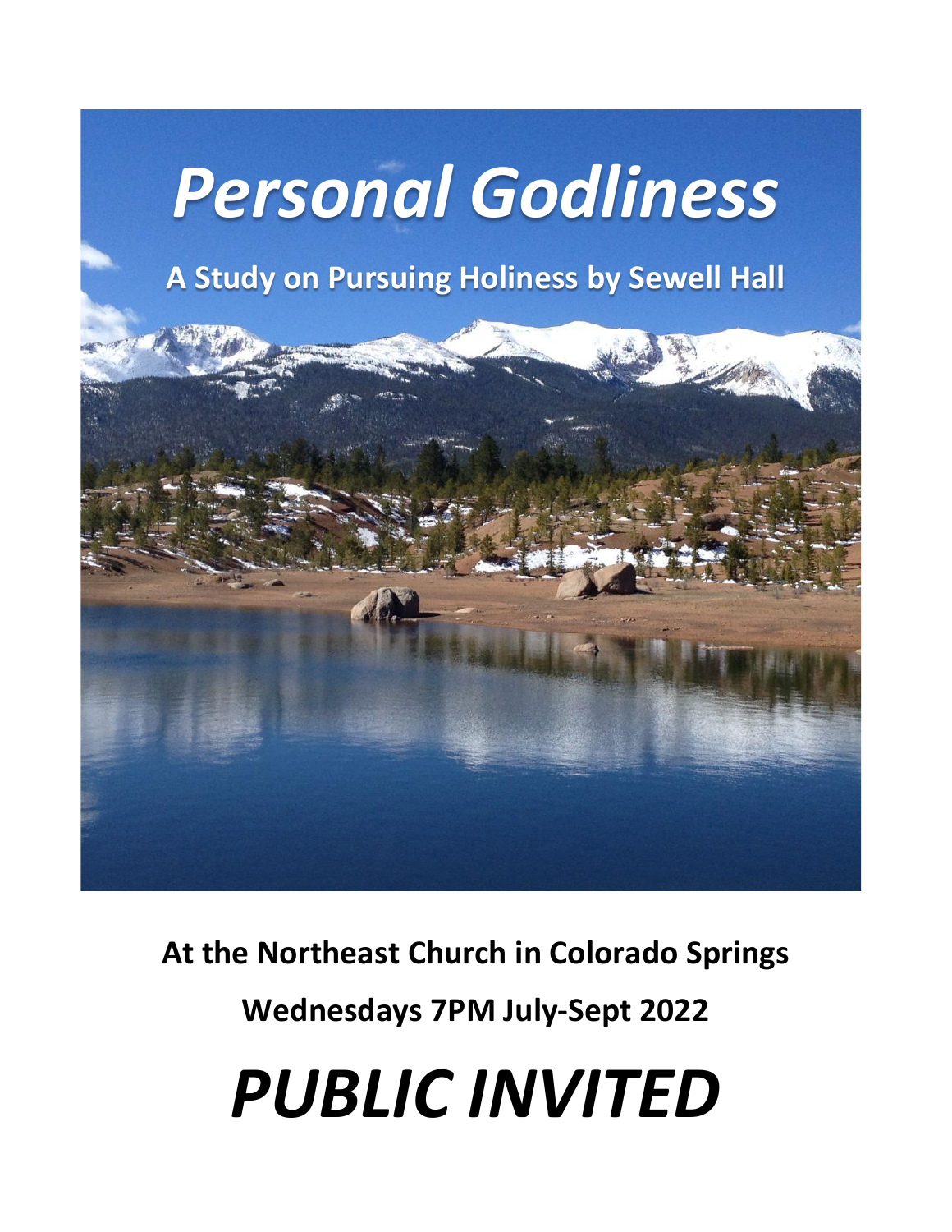# *Personal Godliness*

**A Study on Pursuing Holiness by Sewell Hall**

**At the Northeast Church in Colorado Springs**

**Wednesdays 7PM July-Sept 2022**

# *PUBLIC INVITED*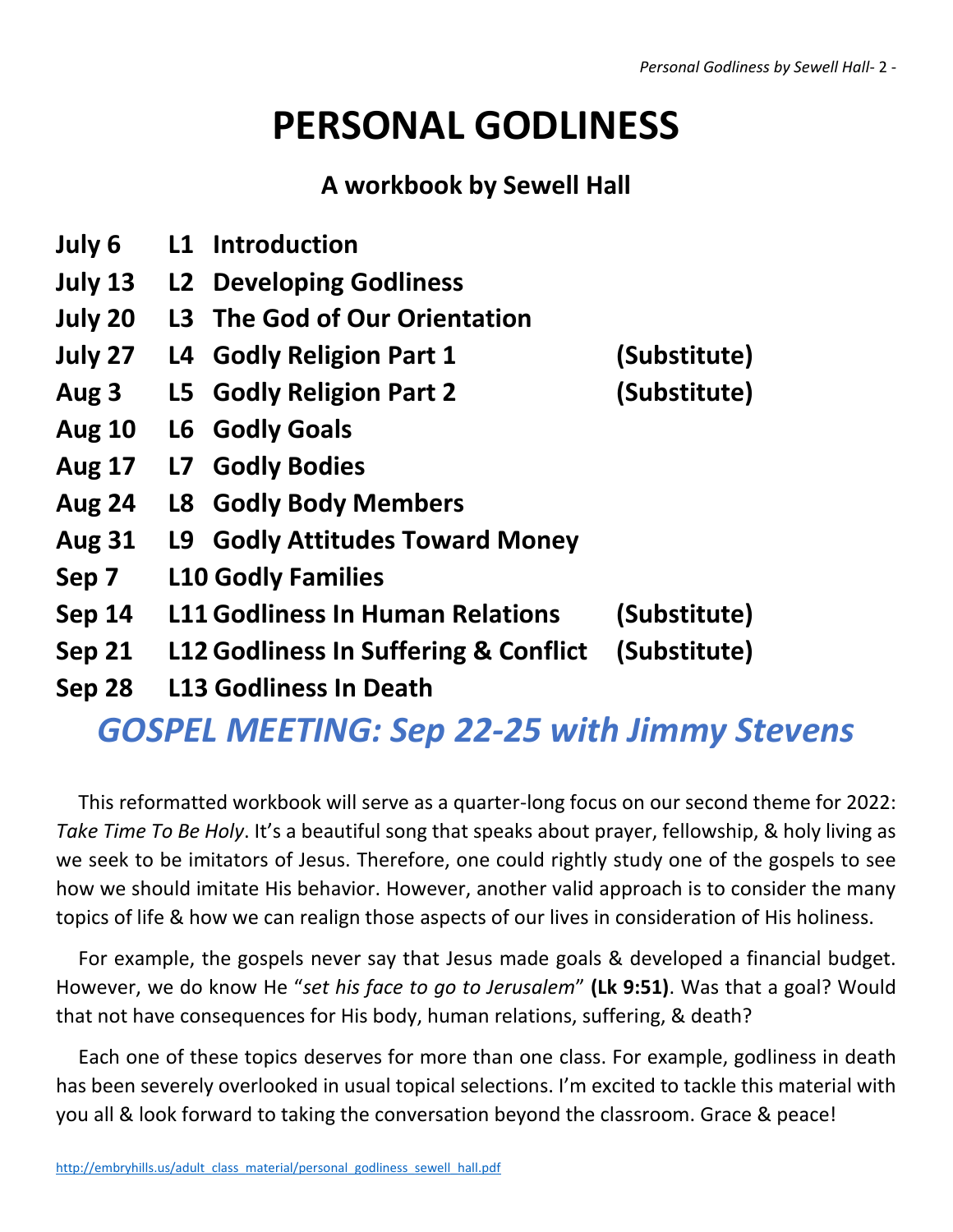# PERSONAL GODLINESS

## A workbook by Sewell Hall

| | | |
|---|---|---|
| **July 6** | **L1 Introduction** | |
| **July 13** | **L2 Developing Godliness** | |
| **July 20** | **L3 The God of Our Orientation** | |
| **July 27** | **L4 Godly Religion Part 1** | **(Substitute)** |
| **Aug 3** | **L5 Godly Religion Part 2** | **(Substitute)** |
| **Aug 10** | **L6 Godly Goals** | |
| **Aug 17** | **L7 Godly Bodies** | |
| **Aug 24** | **L8 Godly Body Members** | |
| **Aug 31** | **L9 Godly Attitudes Toward Money** | |
| **Sep 7** | **L10 Godly Families** | |
| **Sep 14** | **L11 Godliness In Human Relations** | **(Substitute)** |
| **Sep 21** | **L12 Godliness In Suffering & Conflict** | **(Substitute)** |
| **Sep 28** | **L13 Godliness In Death** | |

## *GOSPEL MEETING: Sep 22-25 with Jimmy Stevens*

This reformatted workbook will serve as a quarter-long focus on our second theme for 2022: *Take Time To Be Holy*. It's a beautiful song that speaks about prayer, fellowship, & holy living as we seek to be imitators of Jesus. Therefore, one could rightly study one of the gospels to see how we should imitate His behavior. However, another valid approach is to consider the many topics of life & how we can realign those aspects of our lives in consideration of His holiness.

For example, the gospels never say that Jesus made goals & developed a financial budget. However, we do know He "*set his face to go to Jerusalem*" **(Lk 9:51)**. Was that a goal? Would that not have consequences for His body, human relations, suffering, & death?

Each one of these topics deserves for more than one class. For example, godliness in death has been severely overlooked in usual topical selections. I'm excited to tackle this material with you all & look forward to taking the conversation beyond the classroom. Grace & peace!

http://embryhills.us/adult_class_material/personal_godliness_sewell_hall.pdf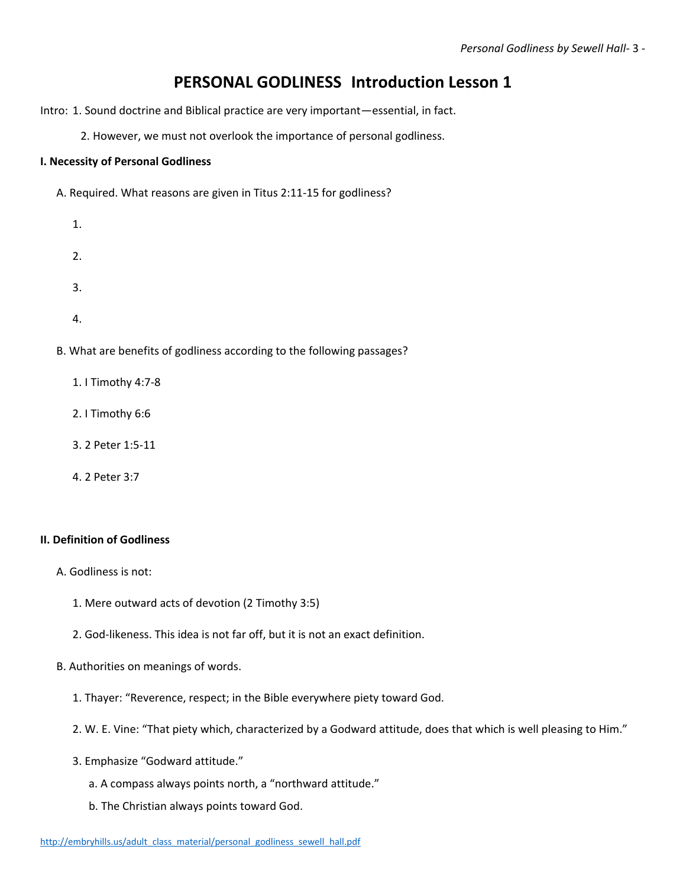# PERSONAL GODLINESS Introduction Lesson 1

Intro: 1. Sound doctrine and Biblical practice are very important—essential, in fact.

2. However, we must not overlook the importance of personal godliness.

**I. Necessity of Personal Godliness**

A. Required. What reasons are given in Titus 2:11-15 for godliness?

1.

2.

3.

4.

B. What are benefits of godliness according to the following passages?

1. I Timothy 4:7-8

2. I Timothy 6:6

3. 2 Peter 1:5-11

4. 2 Peter 3:7

**II. Definition of Godliness**

A. Godliness is not:

1. Mere outward acts of devotion (2 Timothy 3:5)

2. God-likeness. This idea is not far off, but it is not an exact definition.

B. Authorities on meanings of words.

1. Thayer: "Reverence, respect; in the Bible everywhere piety toward God.

2. W. E. Vine: "That piety which, characterized by a Godward attitude, does that which is well pleasing to Him."

3. Emphasize "Godward attitude."

a. A compass always points north, a "northward attitude."

b. The Christian always points toward God.

http://embryhills.us/adult_class_material/personal_godliness_sewell_hall.pdf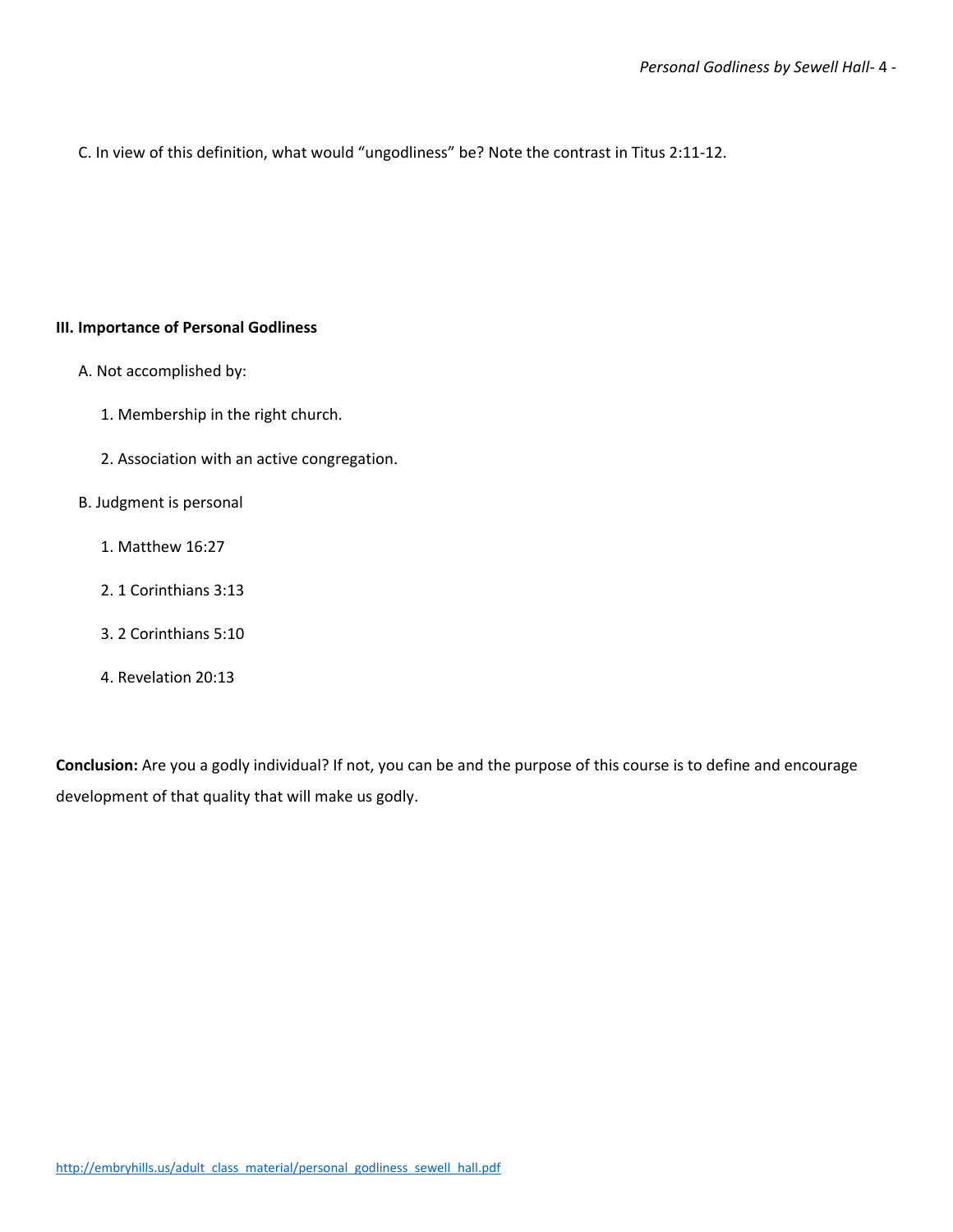C. In view of this definition, what would “ungodliness” be? Note the contrast in Titus 2:11-12.

## III. Importance of Personal Godliness

A. Not accomplished by:

1. Membership in the right church.
2. Association with an active congregation.

B. Judgment is personal

1. Matthew 16:27
2. 1 Corinthians 3:13
3. 2 Corinthians 5:10
4. Revelation 20:13

**Conclusion:** Are you a godly individual? If not, you can be and the purpose of this course is to define and encourage development of that quality that will make us godly.

http://embryhills.us/adult_class_material/personal_godliness_sewell_hall.pdf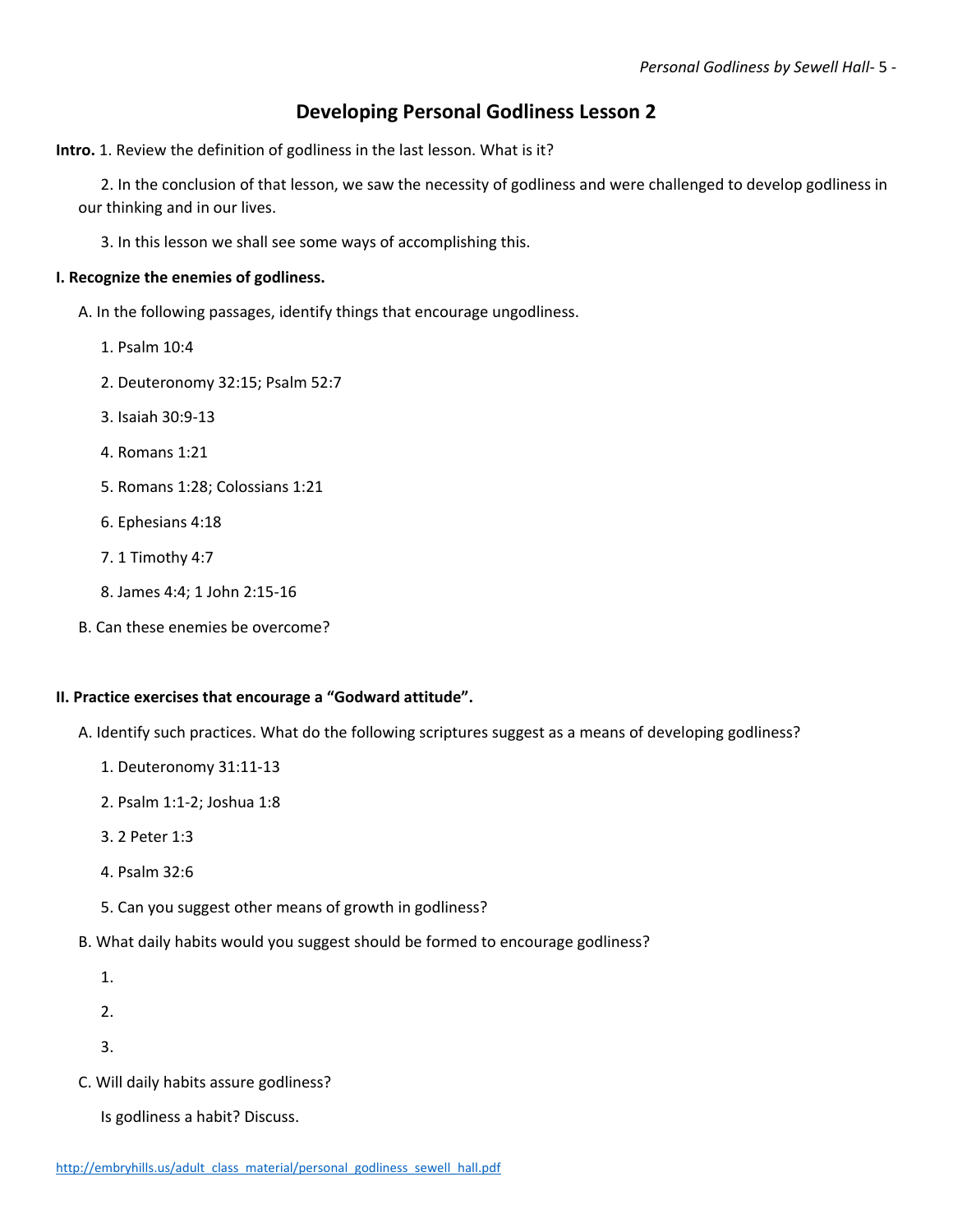# Developing Personal Godliness Lesson 2

**Intro.** 1. Review the definition of godliness in the last lesson. What is it?

2. In the conclusion of that lesson, we saw the necessity of godliness and were challenged to develop godliness in our thinking and in our lives.

3. In this lesson we shall see some ways of accomplishing this.

**I. Recognize the enemies of godliness.**

A. In the following passages, identify things that encourage ungodliness.

1. Psalm 10:4
2. Deuteronomy 32:15; Psalm 52:7
3. Isaiah 30:9-13
4. Romans 1:21
5. Romans 1:28; Colossians 1:21
6. Ephesians 4:18
7. 1 Timothy 4:7
8. James 4:4; 1 John 2:15-16

B. Can these enemies be overcome?

**II. Practice exercises that encourage a "Godward attitude".**

A. Identify such practices. What do the following scriptures suggest as a means of developing godliness?

1. Deuteronomy 31:11-13
2. Psalm 1:1-2; Joshua 1:8
3. 2 Peter 1:3
4. Psalm 32:6
5. Can you suggest other means of growth in godliness?

B. What daily habits would you suggest should be formed to encourage godliness?

1.

2.

3.

C. Will daily habits assure godliness?

Is godliness a habit? Discuss.

http://embryhills.us/adult_class_material/personal_godliness_sewell_hall.pdf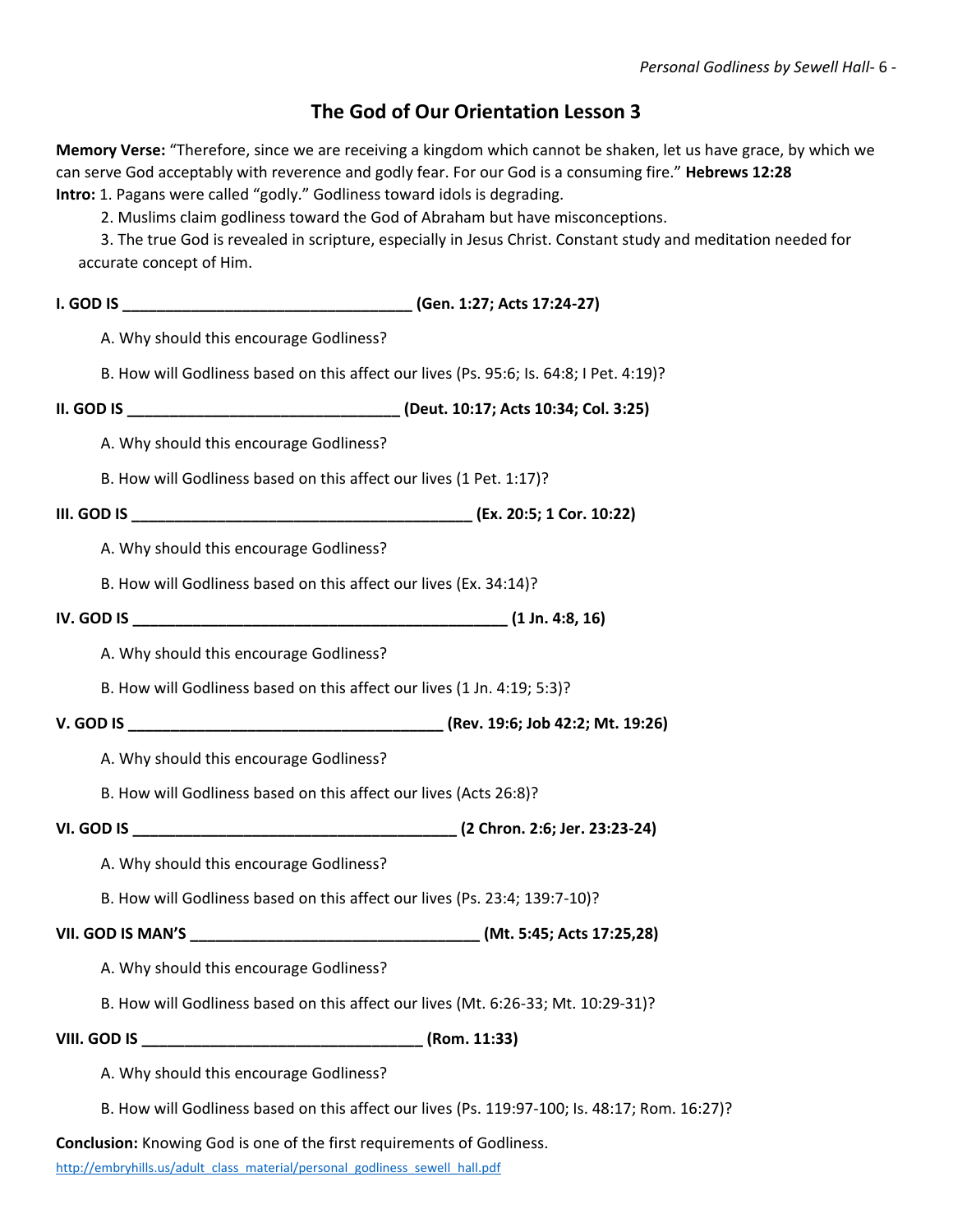# The God of Our Orientation Lesson 3

**Memory Verse:** "Therefore, since we are receiving a kingdom which cannot be shaken, let us have grace, by which we can serve God acceptably with reverence and godly fear. For our God is a consuming fire." **Hebrews 12:28**

**Intro:** 1. Pagans were called "godly." Godliness toward idols is degrading.

2. Muslims claim godliness toward the God of Abraham but have misconceptions.

3. The true God is revealed in scripture, especially in Jesus Christ. Constant study and meditation needed for accurate concept of Him.

**I. GOD IS __________________________________ (Gen. 1:27; Acts 17:24-27)**

A. Why should this encourage Godliness?

B. How will Godliness based on this affect our lives (Ps. 95:6; Is. 64:8; I Pet. 4:19)?

**II. GOD IS ________________________________ (Deut. 10:17; Acts 10:34; Col. 3:25)**

A. Why should this encourage Godliness?

B. How will Godliness based on this affect our lives (1 Pet. 1:17)?

**III. GOD IS ________________________________________ (Ex. 20:5; 1 Cor. 10:22)**

A. Why should this encourage Godliness?

B. How will Godliness based on this affect our lives (Ex. 34:14)?

**IV. GOD IS ______________________________________________ (1 Jn. 4:8, 16)**

A. Why should this encourage Godliness?

B. How will Godliness based on this affect our lives (1 Jn. 4:19; 5:3)?

**V. GOD IS _____________________________________ (Rev. 19:6; Job 42:2; Mt. 19:26)**

A. Why should this encourage Godliness?

B. How will Godliness based on this affect our lives (Acts 26:8)?

**VI. GOD IS ______________________________________ (2 Chron. 2:6; Jer. 23:23-24)**

A. Why should this encourage Godliness?

B. How will Godliness based on this affect our lives (Ps. 23:4; 139:7-10)?

**VII. GOD IS MAN'S _________________________________ (Mt. 5:45; Acts 17:25,28)**

A. Why should this encourage Godliness?

B. How will Godliness based on this affect our lives (Mt. 6:26-33; Mt. 10:29-31)?

**VIII. GOD IS ________________________________ (Rom. 11:33)**

A. Why should this encourage Godliness?

B. How will Godliness based on this affect our lives (Ps. 119:97-100; Is. 48:17; Rom. 16:27)?

**Conclusion:** Knowing God is one of the first requirements of Godliness.

http://embryhills.us/adult_class_material/personal_godliness_sewell_hall.pdf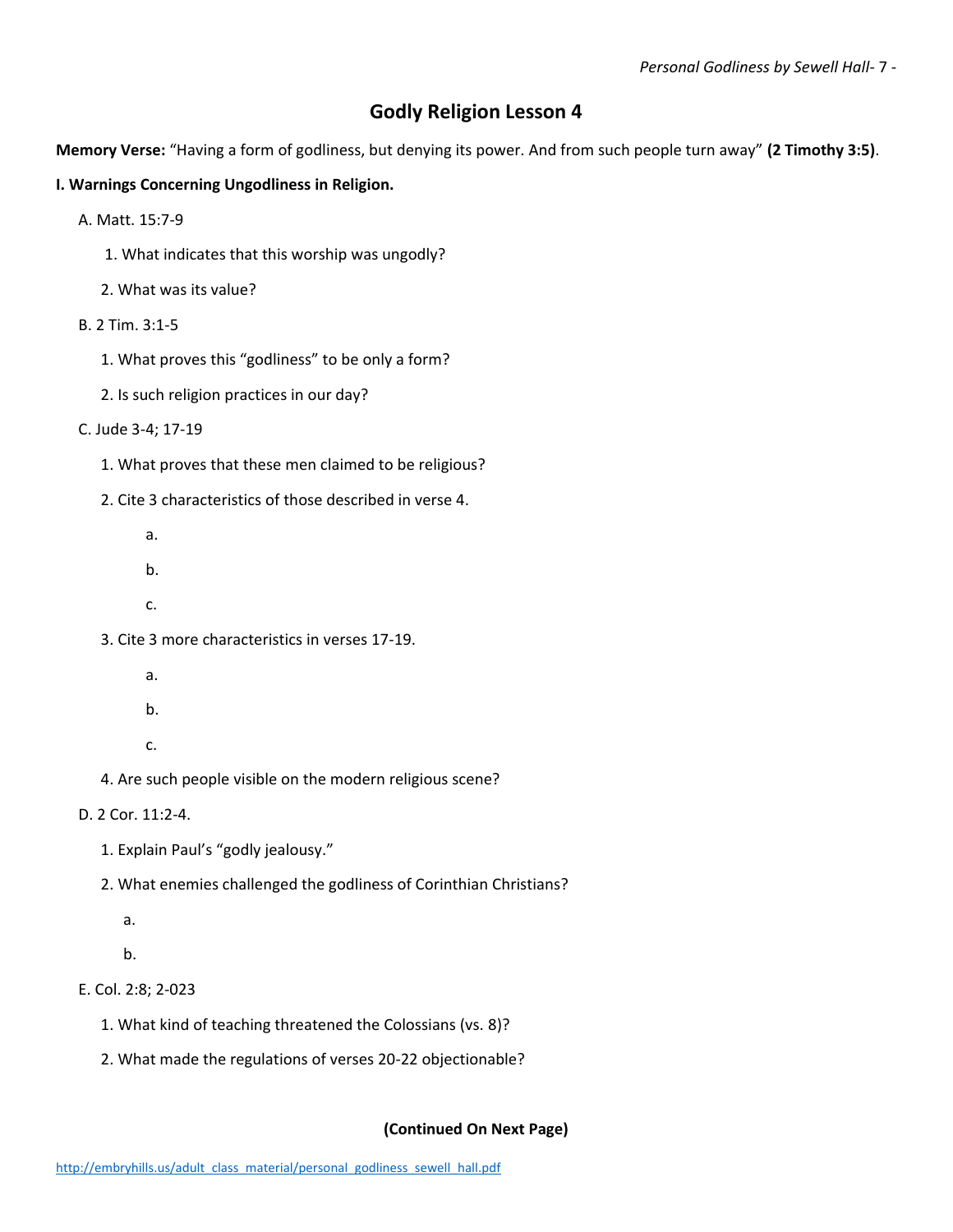# Godly Religion Lesson 4

**Memory Verse:** "Having a form of godliness, but denying its power. And from such people turn away" **(2 Timothy 3:5)**.

**I. Warnings Concerning Ungodliness in Religion.**

A. Matt. 15:7-9

1. What indicates that this worship was ungodly?

2. What was its value?

B. 2 Tim. 3:1-5

1. What proves this "godliness" to be only a form?

2. Is such religion practices in our day?

C. Jude 3-4; 17-19

1. What proves that these men claimed to be religious?

2. Cite 3 characteristics of those described in verse 4.

a.

b.

c.

3. Cite 3 more characteristics in verses 17-19.

a.

b.

c.

4. Are such people visible on the modern religious scene?

D. 2 Cor. 11:2-4.

1. Explain Paul's "godly jealousy."

2. What enemies challenged the godliness of Corinthian Christians?

a.

b.

E. Col. 2:8; 2-023

1. What kind of teaching threatened the Colossians (vs. 8)?

2. What made the regulations of verses 20-22 objectionable?

**(Continued On Next Page)**

http://embryhills.us/adult_class_material/personal_godliness_sewell_hall.pdf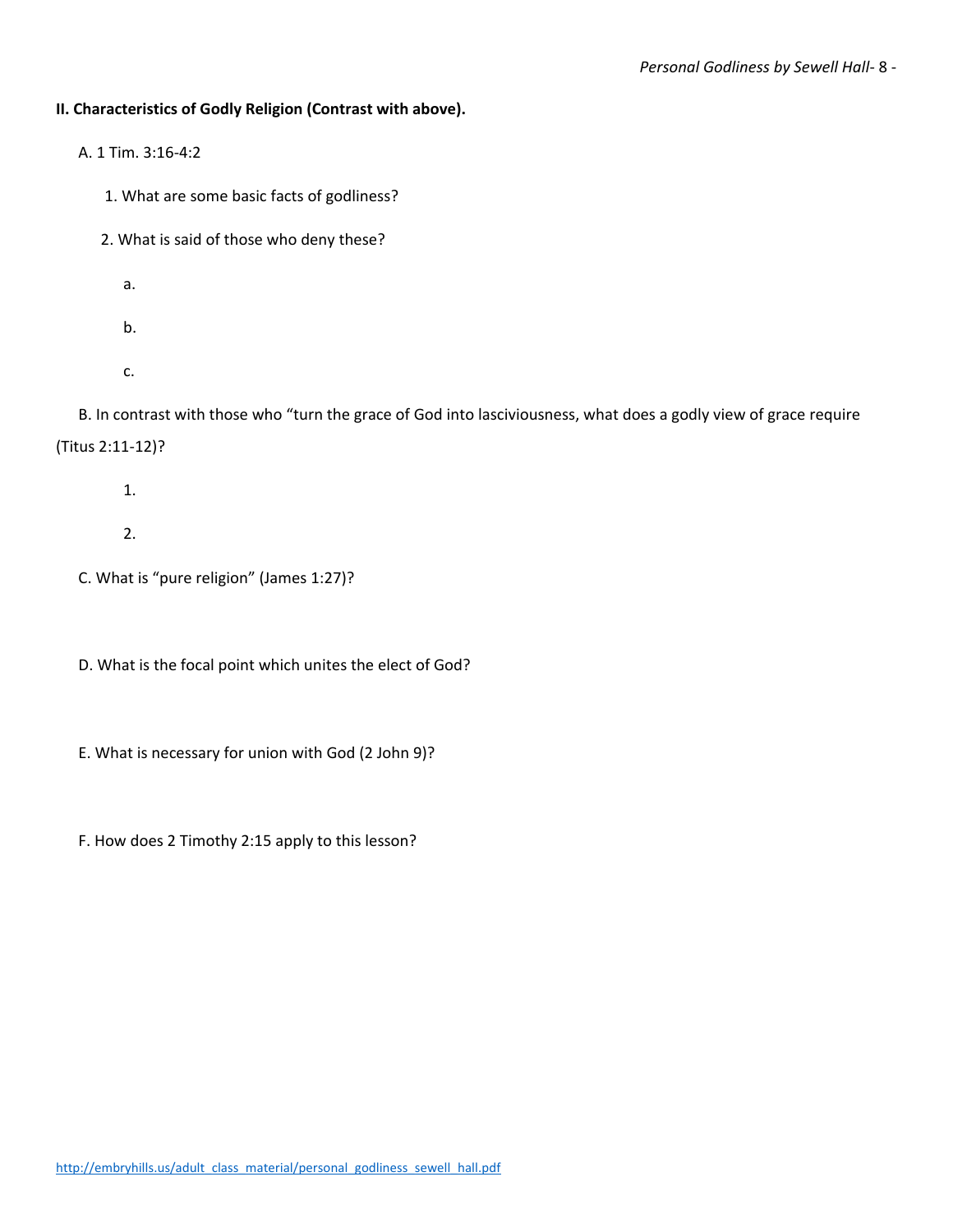**II. Characteristics of Godly Religion (Contrast with above).**

A. 1 Tim. 3:16-4:2

1. What are some basic facts of godliness?

2. What is said of those who deny these?

   a.

   b.

   c.

B. In contrast with those who "turn the grace of God into lasciviousness, what does a godly view of grace require (Titus 2:11-12)?

1.

2.

C. What is "pure religion" (James 1:27)?

D. What is the focal point which unites the elect of God?

E. What is necessary for union with God (2 John 9)?

F. How does 2 Timothy 2:15 apply to this lesson?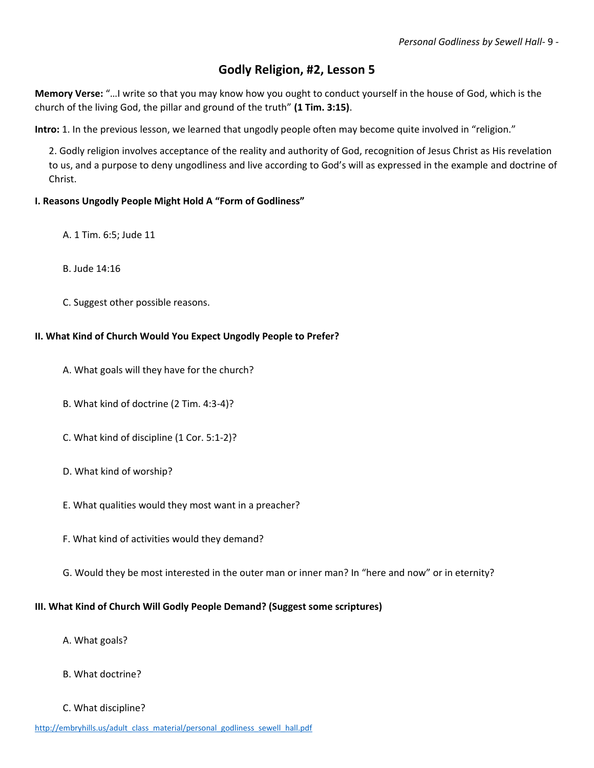## Godly Religion, #2, Lesson 5

**Memory Verse:** "…I write so that you may know how you ought to conduct yourself in the house of God, which is the church of the living God, the pillar and ground of the truth" **(1 Tim. 3:15)**.

**Intro:** 1. In the previous lesson, we learned that ungodly people often may become quite involved in "religion."

2. Godly religion involves acceptance of the reality and authority of God, recognition of Jesus Christ as His revelation to us, and a purpose to deny ungodliness and live according to God's will as expressed in the example and doctrine of Christ.

**I. Reasons Ungodly People Might Hold A "Form of Godliness"**

A. 1 Tim. 6:5; Jude 11

B. Jude 14:16

C. Suggest other possible reasons.

**II. What Kind of Church Would You Expect Ungodly People to Prefer?**

A. What goals will they have for the church?

B. What kind of doctrine (2 Tim. 4:3-4)?

C. What kind of discipline (1 Cor. 5:1-2)?

D. What kind of worship?

E. What qualities would they most want in a preacher?

F. What kind of activities would they demand?

G. Would they be most interested in the outer man or inner man? In "here and now" or in eternity?

**III. What Kind of Church Will Godly People Demand? (Suggest some scriptures)**

A. What goals?

B. What doctrine?

C. What discipline?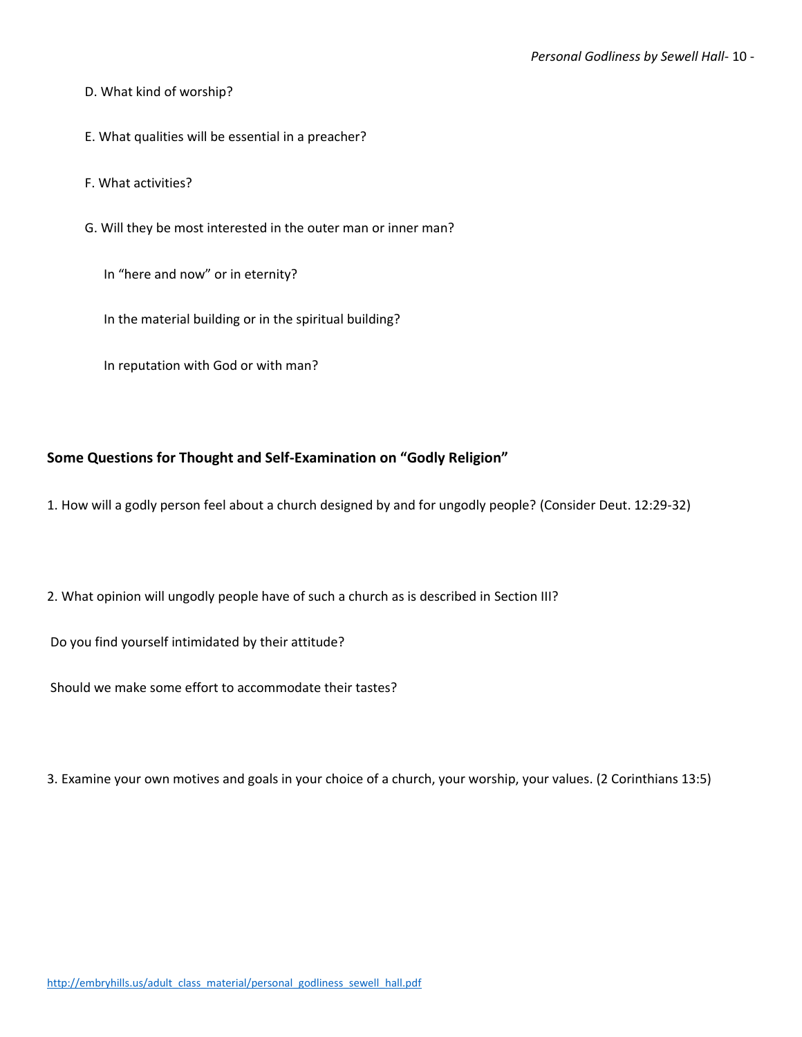D. What kind of worship?

E. What qualities will be essential in a preacher?

F. What activities?

G. Will they be most interested in the outer man or inner man?

In "here and now" or in eternity?

In the material building or in the spiritual building?

In reputation with God or with man?

## Some Questions for Thought and Self-Examination on "Godly Religion"

1. How will a godly person feel about a church designed by and for ungodly people? (Consider Deut. 12:29-32)

2. What opinion will ungodly people have of such a church as is described in Section III?

Do you find yourself intimidated by their attitude?

Should we make some effort to accommodate their tastes?

3. Examine your own motives and goals in your choice of a church, your worship, your values. (2 Corinthians 13:5)

http://embryhills.us/adult_class_material/personal_godliness_sewell_hall.pdf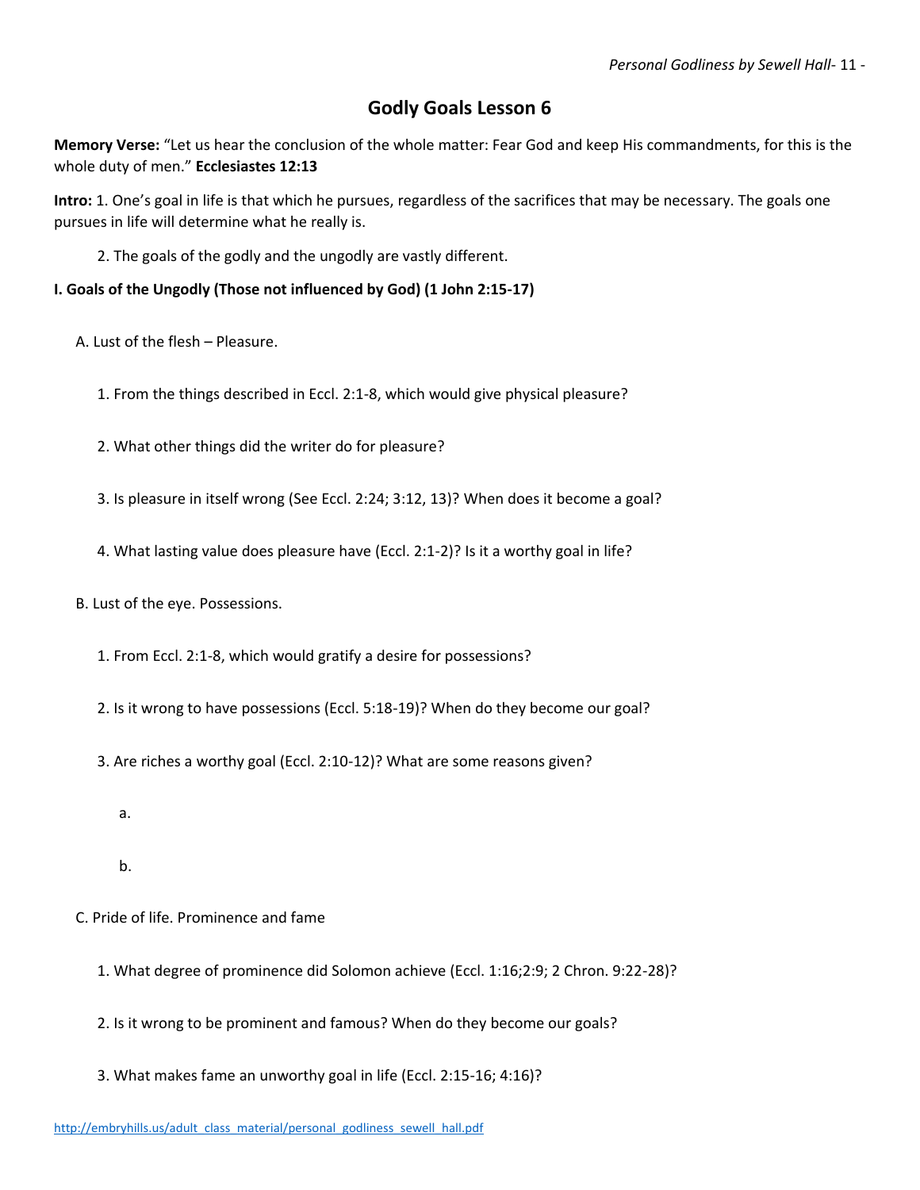# Godly Goals Lesson 6

**Memory Verse:** "Let us hear the conclusion of the whole matter: Fear God and keep His commandments, for this is the whole duty of men." **Ecclesiastes 12:13**

**Intro:** 1. One's goal in life is that which he pursues, regardless of the sacrifices that may be necessary. The goals one pursues in life will determine what he really is.

2. The goals of the godly and the ungodly are vastly different.

**I. Goals of the Ungodly (Those not influenced by God) (1 John 2:15-17)**

A. Lust of the flesh – Pleasure.

1. From the things described in Eccl. 2:1-8, which would give physical pleasure?

2. What other things did the writer do for pleasure?

3. Is pleasure in itself wrong (See Eccl. 2:24; 3:12, 13)? When does it become a goal?

4. What lasting value does pleasure have (Eccl. 2:1-2)? Is it a worthy goal in life?

B. Lust of the eye. Possessions.

1. From Eccl. 2:1-8, which would gratify a desire for possessions?

2. Is it wrong to have possessions (Eccl. 5:18-19)? When do they become our goal?

3. Are riches a worthy goal (Eccl. 2:10-12)? What are some reasons given?

a.

b.

C. Pride of life. Prominence and fame

1. What degree of prominence did Solomon achieve (Eccl. 1:16;2:9; 2 Chron. 9:22-28)?

2. Is it wrong to be prominent and famous? When do they become our goals?

3. What makes fame an unworthy goal in life (Eccl. 2:15-16; 4:16)?

http://embryhills.us/adult_class_material/personal_godliness_sewell_hall.pdf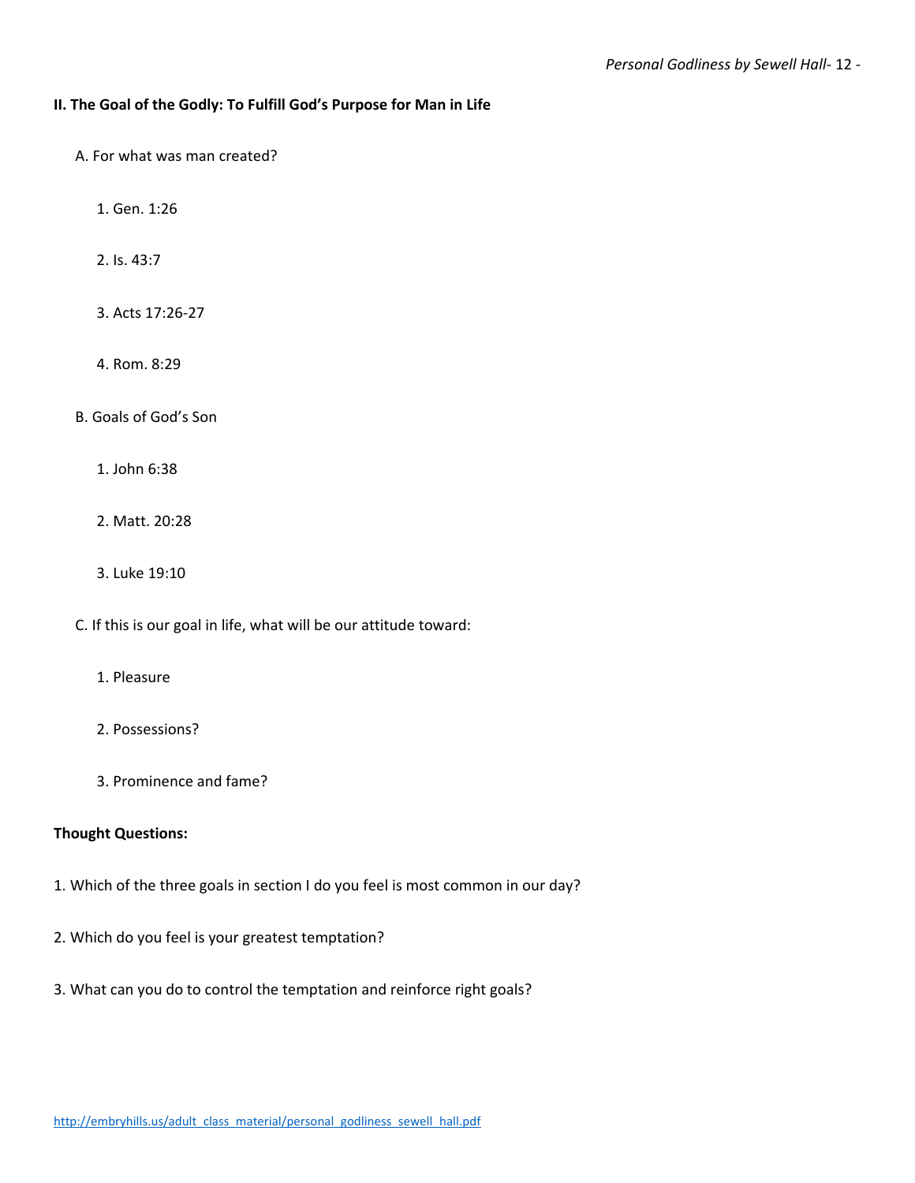**II. The Goal of the Godly: To Fulfill God's Purpose for Man in Life**

A. For what was man created?

1. Gen. 1:26

2. Is. 43:7

3. Acts 17:26-27

4. Rom. 8:29

B. Goals of God's Son

1. John 6:38

2. Matt. 20:28

3. Luke 19:10

C. If this is our goal in life, what will be our attitude toward:

1. Pleasure

2. Possessions?

3. Prominence and fame?

**Thought Questions:**

1. Which of the three goals in section I do you feel is most common in our day?

2. Which do you feel is your greatest temptation?

3. What can you do to control the temptation and reinforce right goals?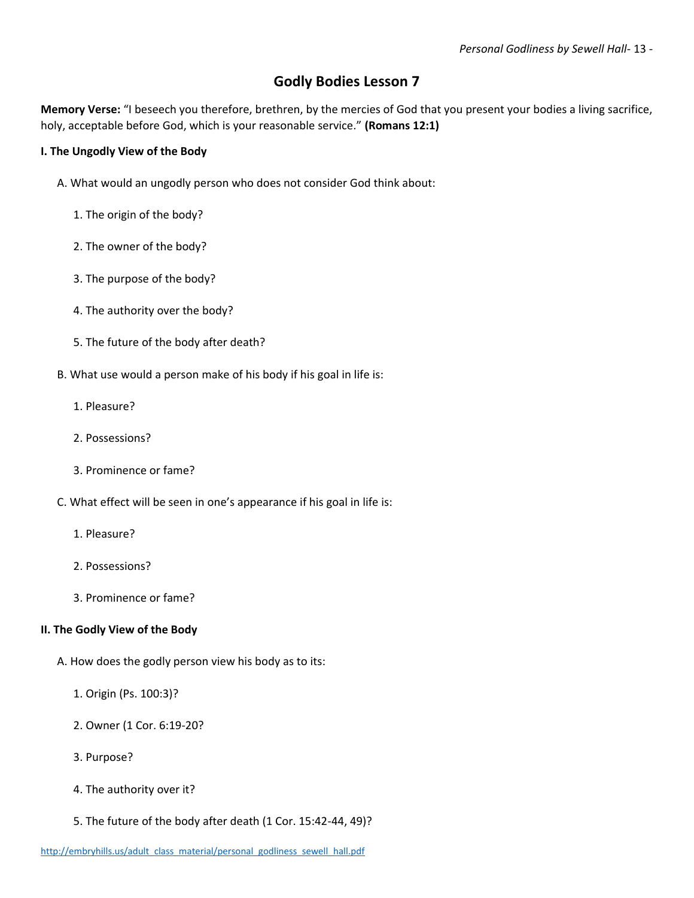# Godly Bodies Lesson 7

**Memory Verse:** "I beseech you therefore, brethren, by the mercies of God that you present your bodies a living sacrifice, holy, acceptable before God, which is your reasonable service." **(Romans 12:1)**

**I. The Ungodly View of the Body**

A. What would an ungodly person who does not consider God think about:

1. The origin of the body?

2. The owner of the body?

3. The purpose of the body?

4. The authority over the body?

5. The future of the body after death?

B. What use would a person make of his body if his goal in life is:

1. Pleasure?

2. Possessions?

3. Prominence or fame?

C. What effect will be seen in one's appearance if his goal in life is:

1. Pleasure?

2. Possessions?

3. Prominence or fame?

**II. The Godly View of the Body**

A. How does the godly person view his body as to its:

1. Origin (Ps. 100:3)?

2. Owner (1 Cor. 6:19-20?

3. Purpose?

4. The authority over it?

5. The future of the body after death (1 Cor. 15:42-44, 49)?

http://embryhills.us/adult_class_material/personal_godliness_sewell_hall.pdf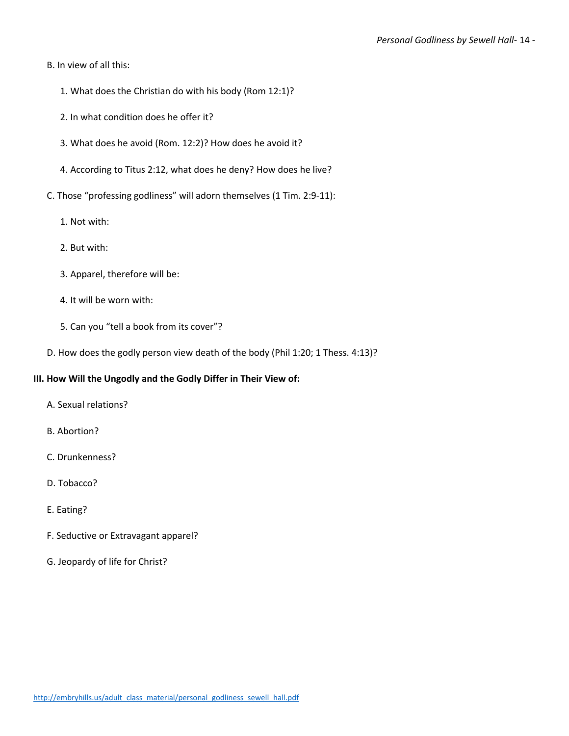B. In view of all this:

1. What does the Christian do with his body (Rom 12:1)?

2. In what condition does he offer it?

3. What does he avoid (Rom. 12:2)? How does he avoid it?

4. According to Titus 2:12, what does he deny? How does he live?

C. Those "professing godliness" will adorn themselves (1 Tim. 2:9-11):

1. Not with:

2. But with:

3. Apparel, therefore will be:

4. It will be worn with:

5. Can you "tell a book from its cover"?

D. How does the godly person view death of the body (Phil 1:20; 1 Thess. 4:13)?

**III. How Will the Ungodly and the Godly Differ in Their View of:**

A. Sexual relations?

B. Abortion?

C. Drunkenness?

D. Tobacco?

E. Eating?

F. Seductive or Extravagant apparel?

G. Jeopardy of life for Christ?

http://embryhills.us/adult_class_material/personal_godliness_sewell_hall.pdf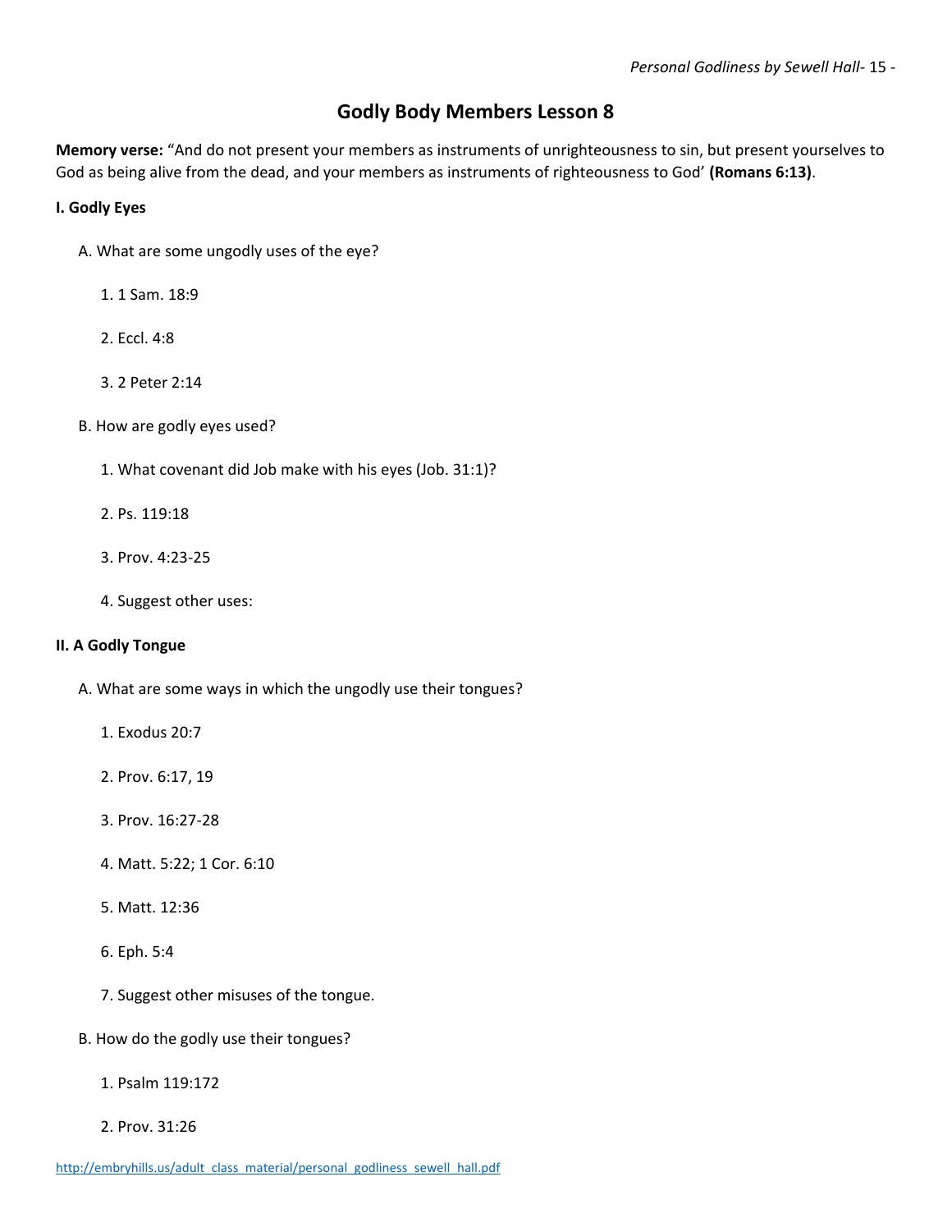# Godly Body Members Lesson 8

**Memory verse:** "And do not present your members as instruments of unrighteousness to sin, but present yourselves to God as being alive from the dead, and your members as instruments of righteousness to God' **(Romans 6:13)**.

**I. Godly Eyes**

A. What are some ungodly uses of the eye?

1. 1 Sam. 18:9

2. Eccl. 4:8

3. 2 Peter 2:14

B. How are godly eyes used?

1. What covenant did Job make with his eyes (Job. 31:1)?

2. Ps. 119:18

3. Prov. 4:23-25

4. Suggest other uses:

**II. A Godly Tongue**

A. What are some ways in which the ungodly use their tongues?

1. Exodus 20:7

2. Prov. 6:17, 19

3. Prov. 16:27-28

4. Matt. 5:22; 1 Cor. 6:10

5. Matt. 12:36

6. Eph. 5:4

7. Suggest other misuses of the tongue.

B. How do the godly use their tongues?

1. Psalm 119:172

2. Prov. 31:26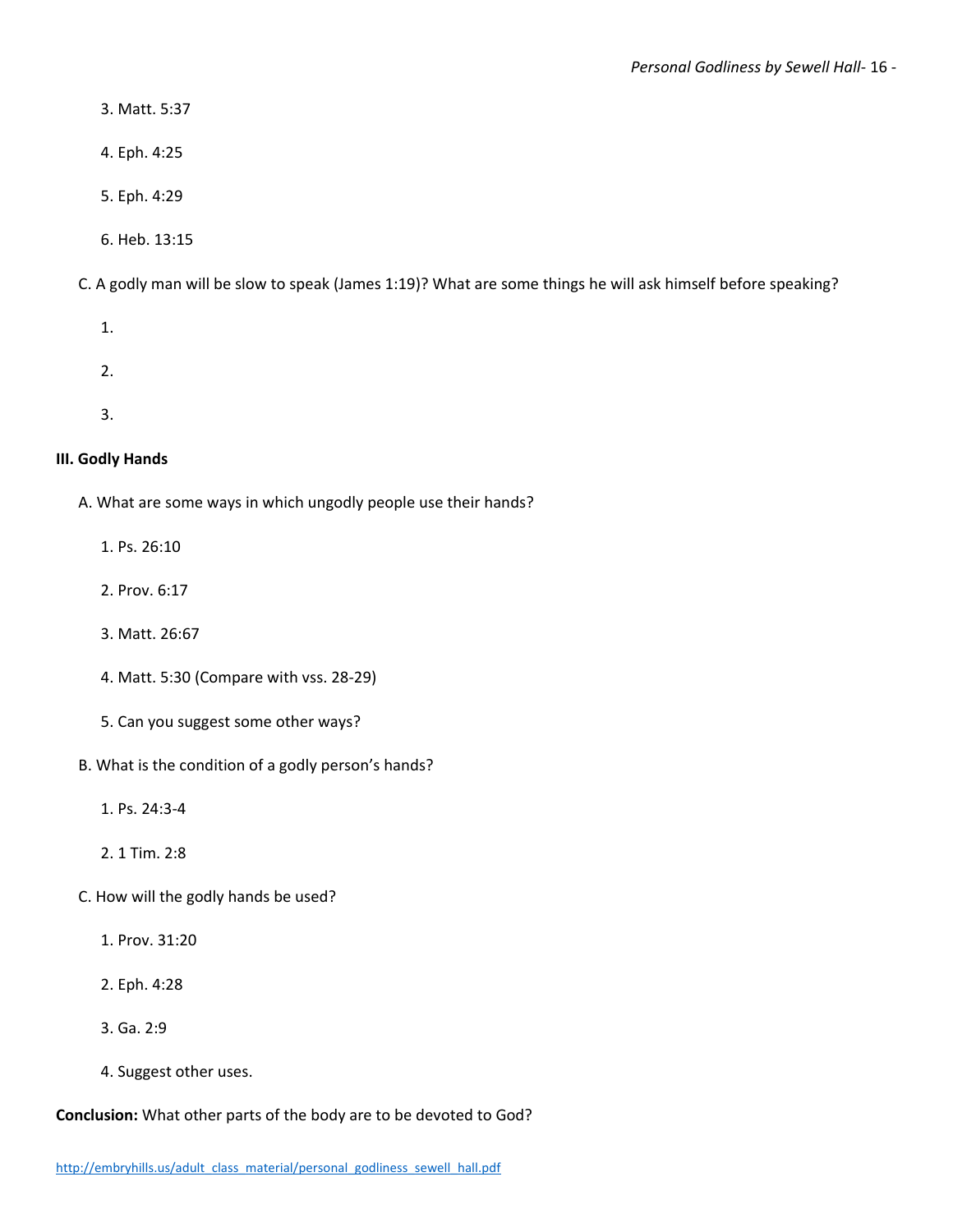3. Matt. 5:37

4. Eph. 4:25

5. Eph. 4:29

6. Heb. 13:15

C. A godly man will be slow to speak (James 1:19)? What are some things he will ask himself before speaking?

1.

2.

3.

**III. Godly Hands**

A. What are some ways in which ungodly people use their hands?

1. Ps. 26:10

2. Prov. 6:17

3. Matt. 26:67

4. Matt. 5:30 (Compare with vss. 28-29)

5. Can you suggest some other ways?

B. What is the condition of a godly person's hands?

1. Ps. 24:3-4

2. 1 Tim. 2:8

C. How will the godly hands be used?

1. Prov. 31:20

2. Eph. 4:28

3. Ga. 2:9

4. Suggest other uses.

**Conclusion:** What other parts of the body are to be devoted to God?

http://embryhills.us/adult_class_material/personal_godliness_sewell_hall.pdf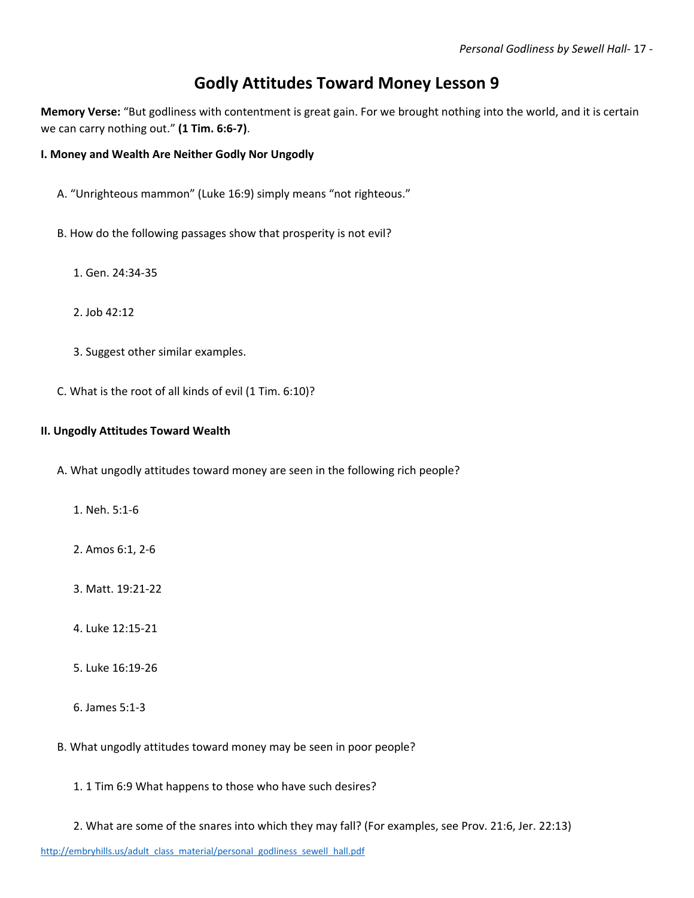# Godly Attitudes Toward Money Lesson 9

**Memory Verse:** "But godliness with contentment is great gain. For we brought nothing into the world, and it is certain we can carry nothing out." **(1 Tim. 6:6-7)**.

**I. Money and Wealth Are Neither Godly Nor Ungodly**

A. "Unrighteous mammon" (Luke 16:9) simply means "not righteous."

B. How do the following passages show that prosperity is not evil?

1. Gen. 24:34-35

2. Job 42:12

3. Suggest other similar examples.

C. What is the root of all kinds of evil (1 Tim. 6:10)?

**II. Ungodly Attitudes Toward Wealth**

A. What ungodly attitudes toward money are seen in the following rich people?

1. Neh. 5:1-6

2. Amos 6:1, 2-6

3. Matt. 19:21-22

4. Luke 12:15-21

5. Luke 16:19-26

6. James 5:1-3

B. What ungodly attitudes toward money may be seen in poor people?

1. 1 Tim 6:9 What happens to those who have such desires?

2. What are some of the snares into which they may fall? (For examples, see Prov. 21:6, Jer. 22:13)

http://embryhills.us/adult_class_material/personal_godliness_sewell_hall.pdf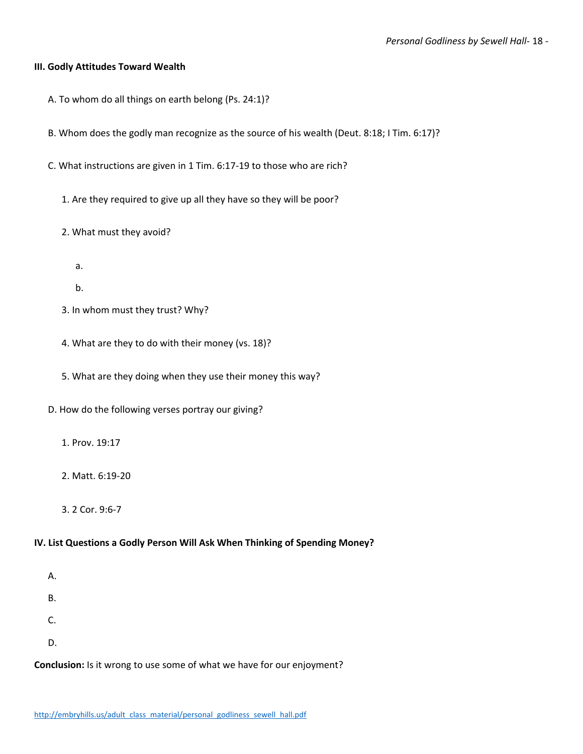### III. Godly Attitudes Toward Wealth

A. To whom do all things on earth belong (Ps. 24:1)?

B. Whom does the godly man recognize as the source of his wealth (Deut. 8:18; I Tim. 6:17)?

C. What instructions are given in 1 Tim. 6:17-19 to those who are rich?

1. Are they required to give up all they have so they will be poor?

2. What must they avoid?

a.

b.

3. In whom must they trust? Why?

4. What are they to do with their money (vs. 18)?

5. What are they doing when they use their money this way?

D. How do the following verses portray our giving?

1. Prov. 19:17

2. Matt. 6:19-20

3. 2 Cor. 9:6-7

### IV. List Questions a Godly Person Will Ask When Thinking of Spending Money?

A.

B.

C.

D.

**Conclusion:** Is it wrong to use some of what we have for our enjoyment?

http://embryhills.us/adult_class_material/personal_godliness_sewell_hall.pdf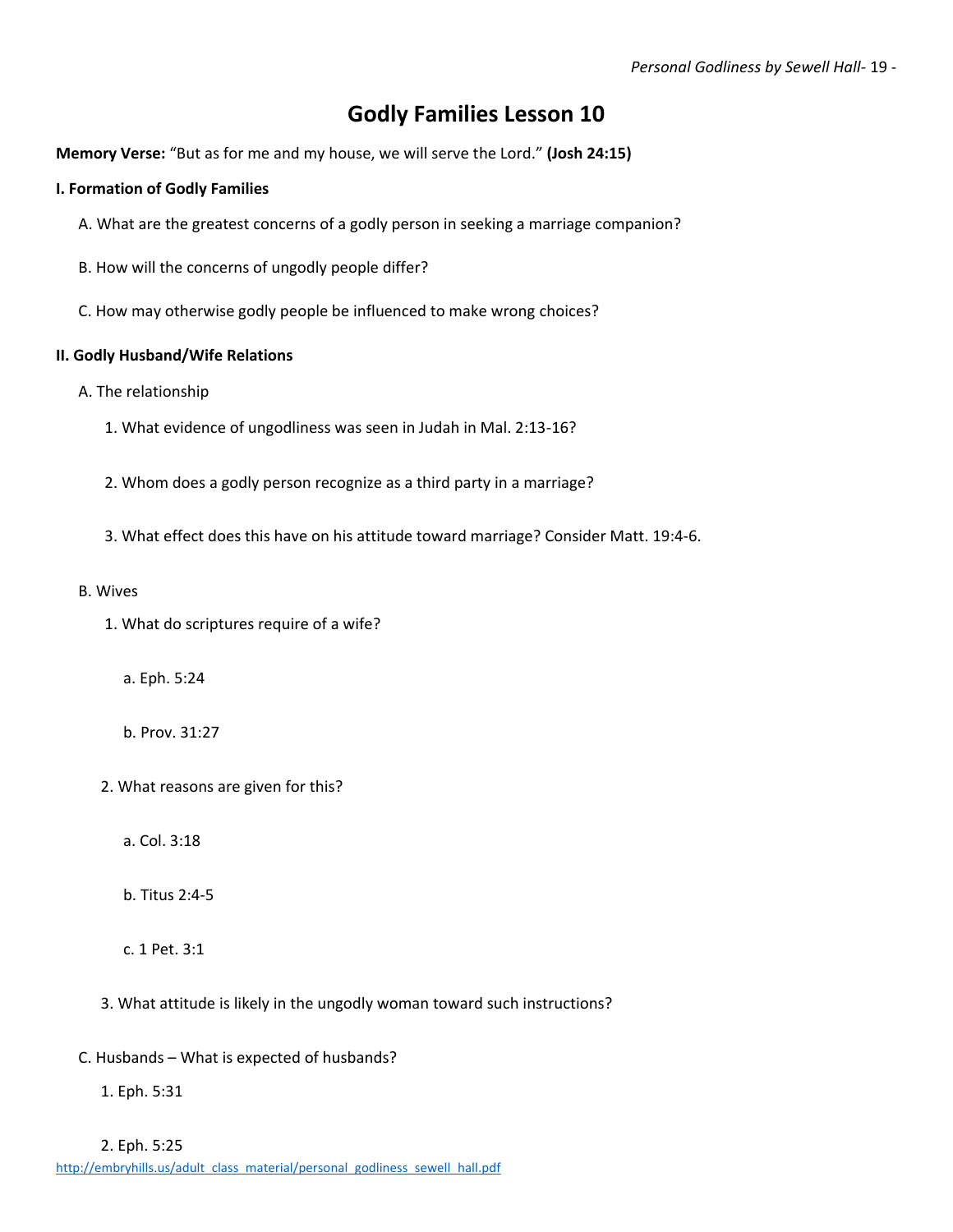# Godly Families Lesson 10

**Memory Verse:** "But as for me and my house, we will serve the Lord." **(Josh 24:15)**

**I. Formation of Godly Families**

A. What are the greatest concerns of a godly person in seeking a marriage companion?

B. How will the concerns of ungodly people differ?

C. How may otherwise godly people be influenced to make wrong choices?

**II. Godly Husband/Wife Relations**

A. The relationship

1. What evidence of ungodliness was seen in Judah in Mal. 2:13-16?

2. Whom does a godly person recognize as a third party in a marriage?

3. What effect does this have on his attitude toward marriage? Consider Matt. 19:4-6.

B. Wives

1. What do scriptures require of a wife?

a. Eph. 5:24

b. Prov. 31:27

2. What reasons are given for this?

a. Col. 3:18

b. Titus 2:4-5

c. 1 Pet. 3:1

3. What attitude is likely in the ungodly woman toward such instructions?

C. Husbands – What is expected of husbands?

1. Eph. 5:31

2. Eph. 5:25

http://embryhills.us/adult_class_material/personal_godliness_sewell_hall.pdf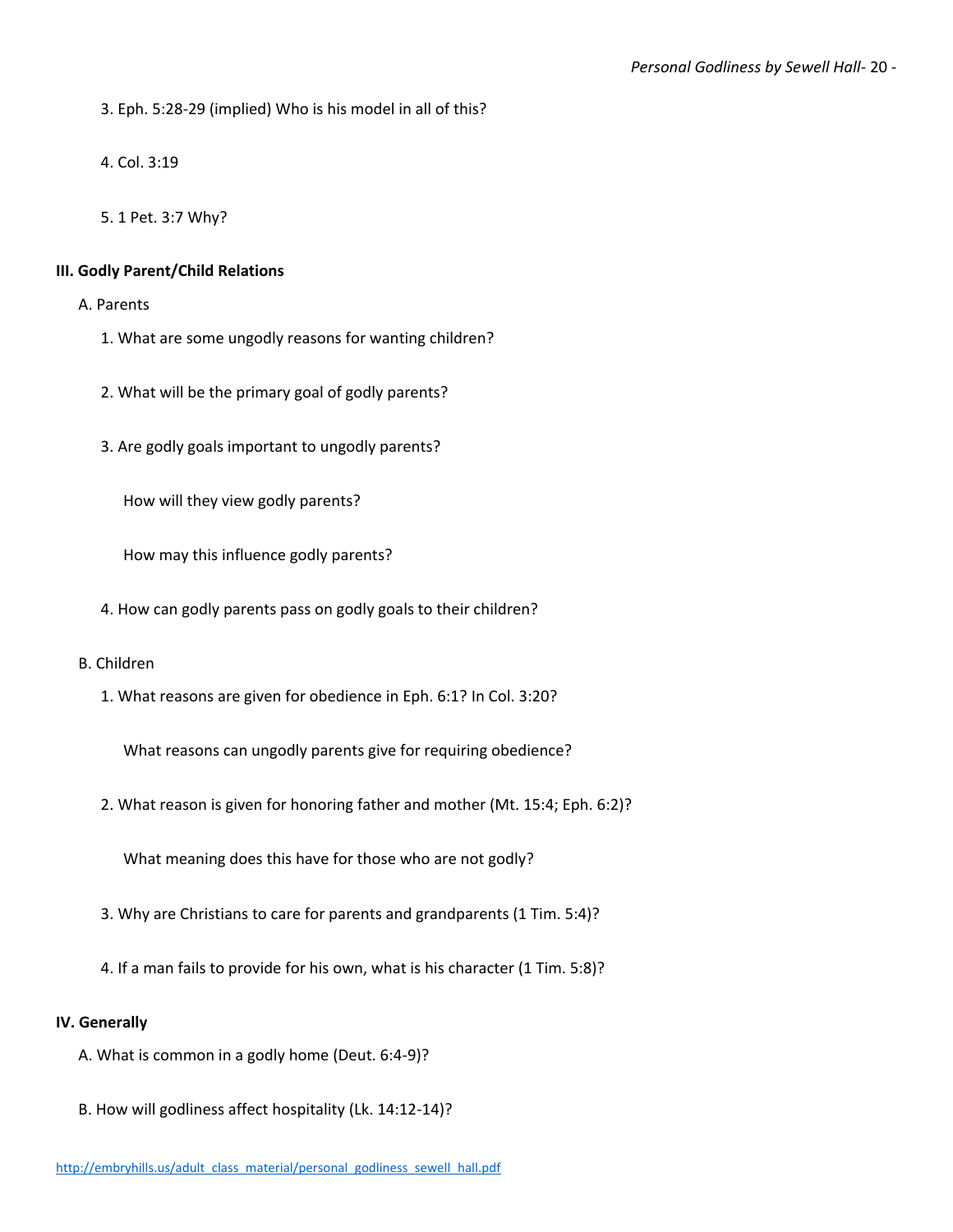3. Eph. 5:28-29 (implied) Who is his model in all of this?

4. Col. 3:19

5. 1 Pet. 3:7 Why?

**III. Godly Parent/Child Relations**

A. Parents

1. What are some ungodly reasons for wanting children?

2. What will be the primary goal of godly parents?

3. Are godly goals important to ungodly parents?

   How will they view godly parents?

   How may this influence godly parents?

4. How can godly parents pass on godly goals to their children?

B. Children

1. What reasons are given for obedience in Eph. 6:1? In Col. 3:20?

   What reasons can ungodly parents give for requiring obedience?

2. What reason is given for honoring father and mother (Mt. 15:4; Eph. 6:2)?

   What meaning does this have for those who are not godly?

3. Why are Christians to care for parents and grandparents (1 Tim. 5:4)?

4. If a man fails to provide for his own, what is his character (1 Tim. 5:8)?

**IV. Generally**

A. What is common in a godly home (Deut. 6:4-9)?

B. How will godliness affect hospitality (Lk. 14:12-14)?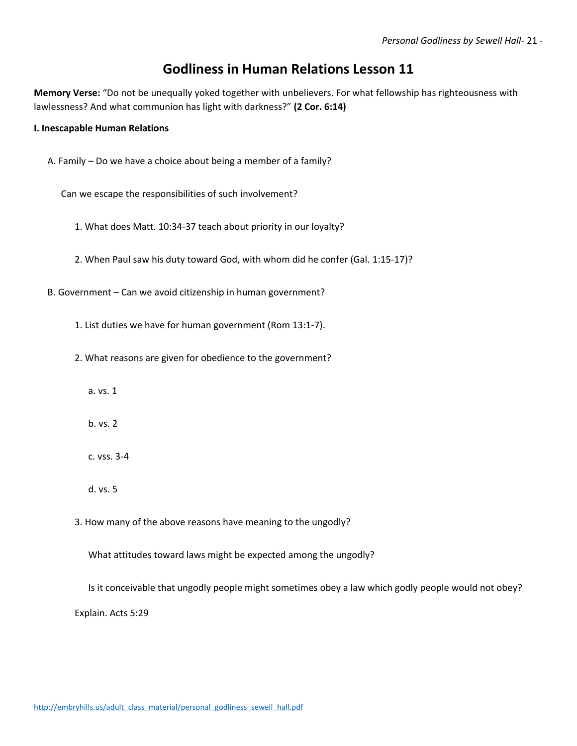# Godliness in Human Relations Lesson 11

**Memory Verse:** “Do not be unequally yoked together with unbelievers. For what fellowship has righteousness with lawlessness? And what communion has light with darkness?” **(2 Cor. 6:14)**

**I. Inescapable Human Relations**

A. Family – Do we have a choice about being a member of a family?

Can we escape the responsibilities of such involvement?

1. What does Matt. 10:34-37 teach about priority in our loyalty?

2. When Paul saw his duty toward God, with whom did he confer (Gal. 1:15-17)?

B. Government – Can we avoid citizenship in human government?

1. List duties we have for human government (Rom 13:1-7).

2. What reasons are given for obedience to the government?

a. vs. 1

b. vs. 2

c. vss. 3-4

d. vs. 5

3. How many of the above reasons have meaning to the ungodly?

What attitudes toward laws might be expected among the ungodly?

Is it conceivable that ungodly people might sometimes obey a law which godly people would not obey?

Explain. Acts 5:29

http://embryhills.us/adult_class_material/personal_godliness_sewell_hall.pdf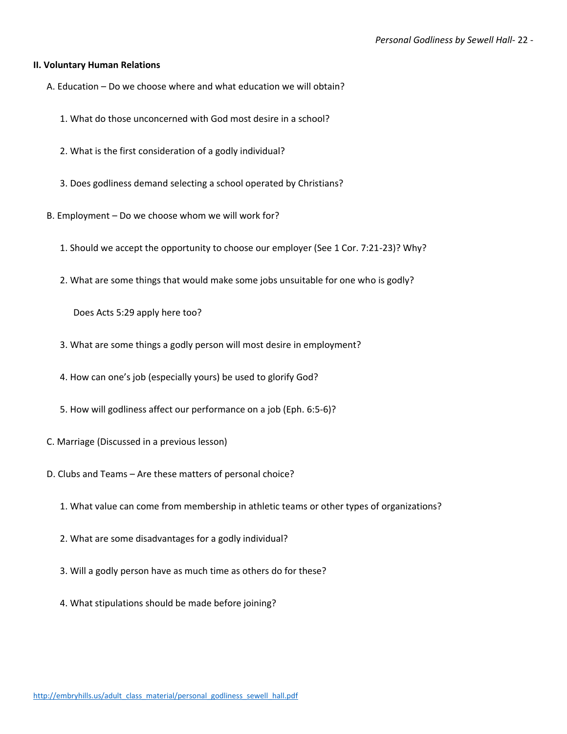**II. Voluntary Human Relations**

A. Education – Do we choose where and what education we will obtain?

1. What do those unconcerned with God most desire in a school?

2. What is the first consideration of a godly individual?

3. Does godliness demand selecting a school operated by Christians?

B. Employment – Do we choose whom we will work for?

1. Should we accept the opportunity to choose our employer (See 1 Cor. 7:21-23)? Why?

2. What are some things that would make some jobs unsuitable for one who is godly?

   Does Acts 5:29 apply here too?

3. What are some things a godly person will most desire in employment?

4. How can one's job (especially yours) be used to glorify God?

5. How will godliness affect our performance on a job (Eph. 6:5-6)?

C. Marriage (Discussed in a previous lesson)

D. Clubs and Teams – Are these matters of personal choice?

1. What value can come from membership in athletic teams or other types of organizations?

2. What are some disadvantages for a godly individual?

3. Will a godly person have as much time as others do for these?

4. What stipulations should be made before joining?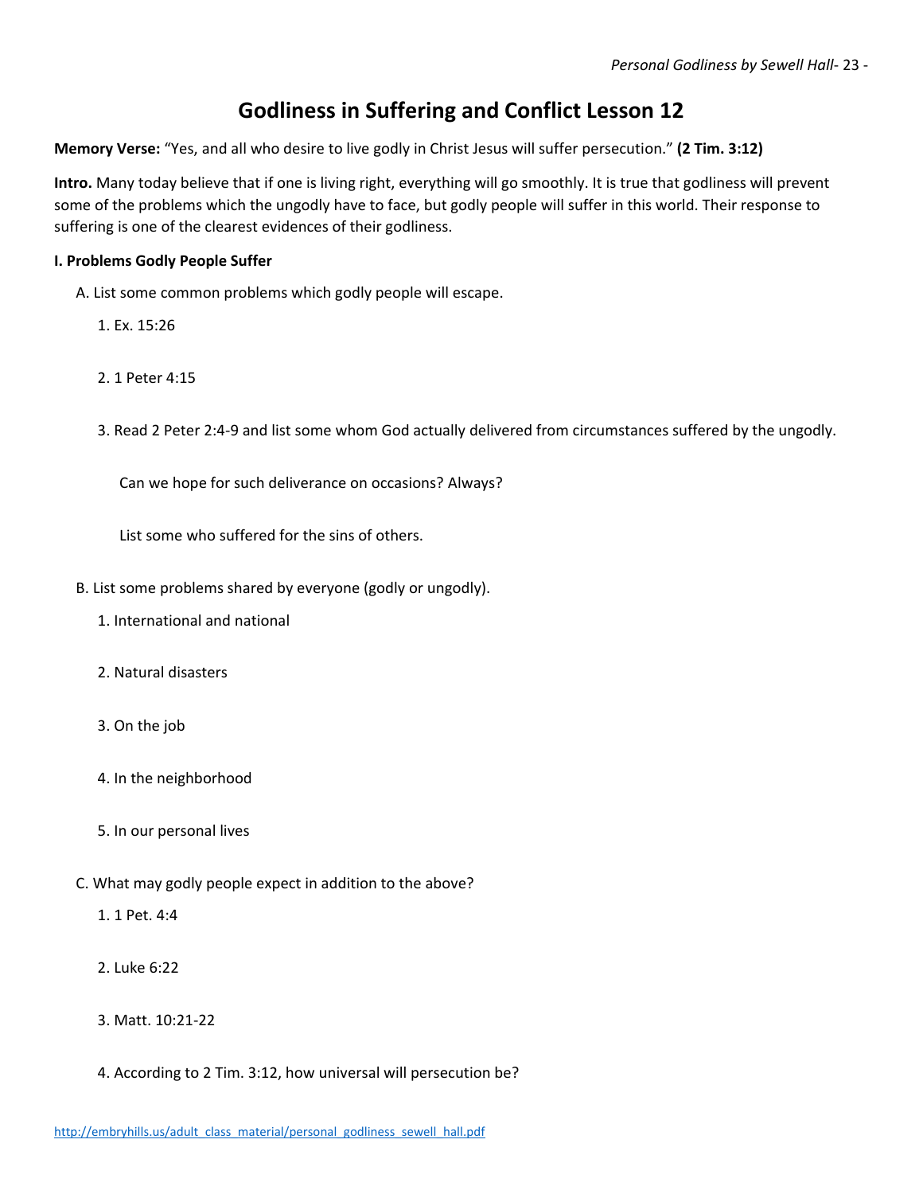# Godliness in Suffering and Conflict Lesson 12

**Memory Verse:** "Yes, and all who desire to live godly in Christ Jesus will suffer persecution." **(2 Tim. 3:12)**

**Intro.** Many today believe that if one is living right, everything will go smoothly. It is true that godliness will prevent some of the problems which the ungodly have to face, but godly people will suffer in this world. Their response to suffering is one of the clearest evidences of their godliness.

**I. Problems Godly People Suffer**

A. List some common problems which godly people will escape.

1. Ex. 15:26

2. 1 Peter 4:15

3. Read 2 Peter 2:4-9 and list some whom God actually delivered from circumstances suffered by the ungodly.

   Can we hope for such deliverance on occasions? Always?

   List some who suffered for the sins of others.

B. List some problems shared by everyone (godly or ungodly).

1. International and national

2. Natural disasters

3. On the job

4. In the neighborhood

5. In our personal lives

C. What may godly people expect in addition to the above?

1. 1 Pet. 4:4

2. Luke 6:22

3. Matt. 10:21-22

4. According to 2 Tim. 3:12, how universal will persecution be?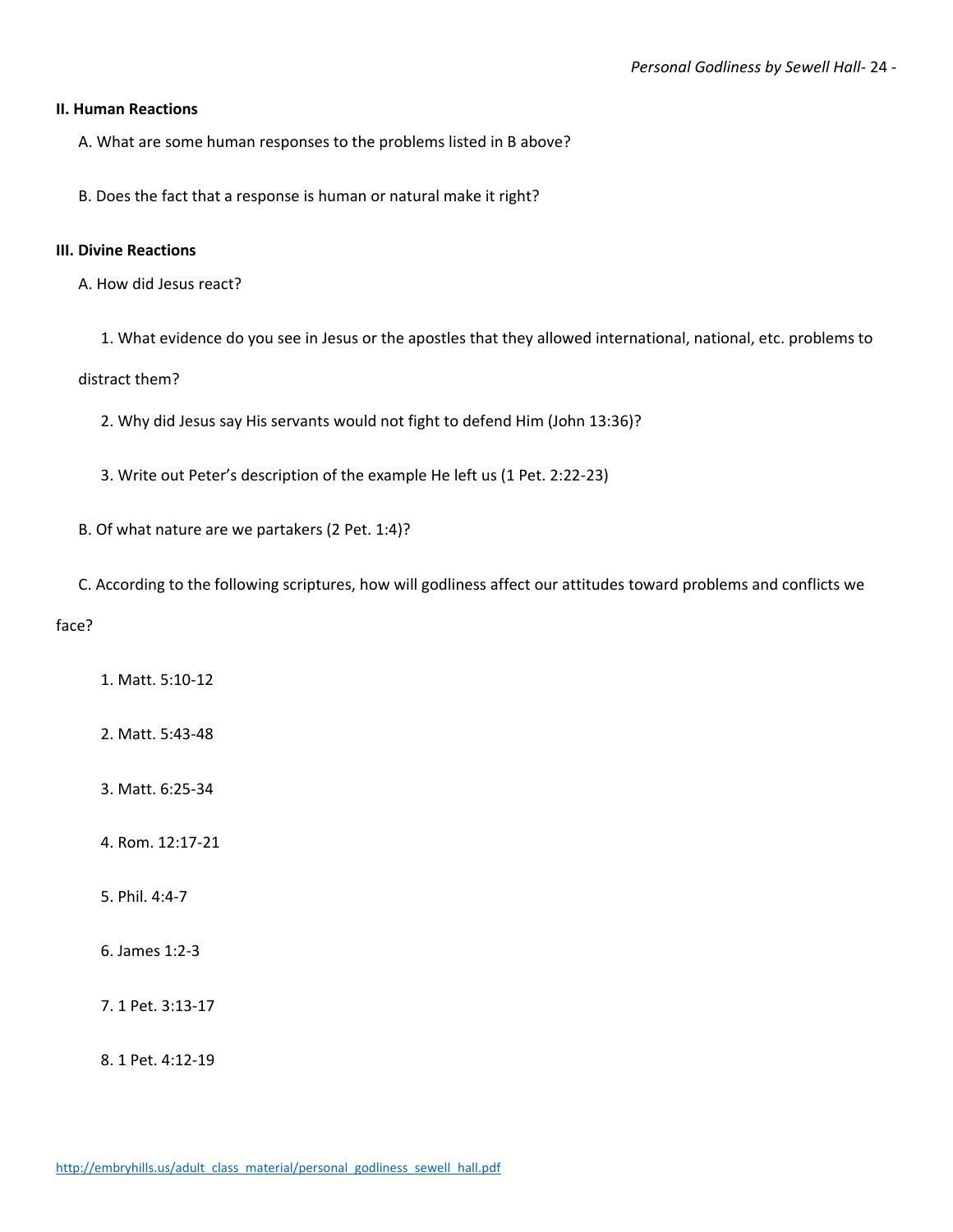**II. Human Reactions**

A. What are some human responses to the problems listed in B above?

B. Does the fact that a response is human or natural make it right?

**III. Divine Reactions**

A. How did Jesus react?

1. What evidence do you see in Jesus or the apostles that they allowed international, national, etc. problems to distract them?

2. Why did Jesus say His servants would not fight to defend Him (John 13:36)?

3. Write out Peter's description of the example He left us (1 Pet. 2:22-23)

B. Of what nature are we partakers (2 Pet. 1:4)?

C. According to the following scriptures, how will godliness affect our attitudes toward problems and conflicts we face?

1. Matt. 5:10-12

2. Matt. 5:43-48

3. Matt. 6:25-34

4. Rom. 12:17-21

5. Phil. 4:4-7

6. James 1:2-3

7. 1 Pet. 3:13-17

8. 1 Pet. 4:12-19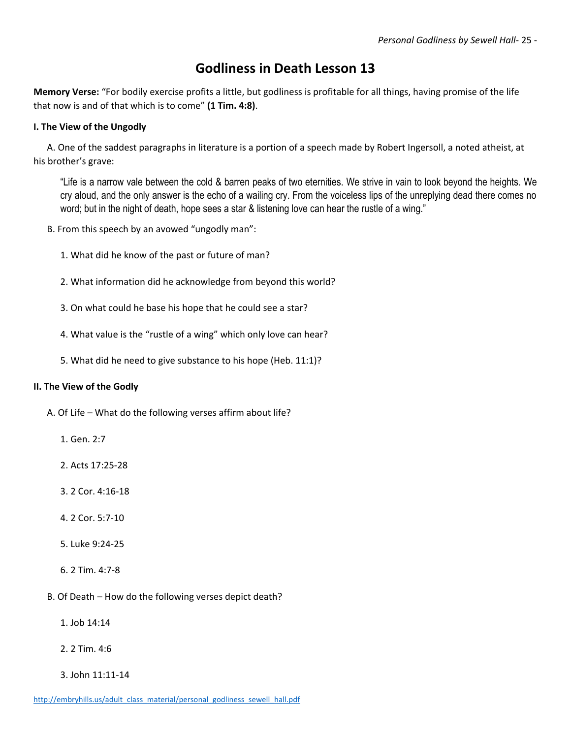# Godliness in Death Lesson 13

**Memory Verse:** "For bodily exercise profits a little, but godliness is profitable for all things, having promise of the life that now is and of that which is to come" **(1 Tim. 4:8)**.

**I. The View of the Ungodly**

A. One of the saddest paragraphs in literature is a portion of a speech made by Robert Ingersoll, a noted atheist, at his brother's grave:

> "Life is a narrow vale between the cold & barren peaks of two eternities. We strive in vain to look beyond the heights. We cry aloud, and the only answer is the echo of a wailing cry. From the voiceless lips of the unreplying dead there comes no word; but in the night of death, hope sees a star & listening love can hear the rustle of a wing."

B. From this speech by an avowed "ungodly man":

1. What did he know of the past or future of man?

2. What information did he acknowledge from beyond this world?

3. On what could he base his hope that he could see a star?

4. What value is the "rustle of a wing" which only love can hear?

5. What did he need to give substance to his hope (Heb. 11:1)?

**II. The View of the Godly**

A. Of Life – What do the following verses affirm about life?

1. Gen. 2:7

2. Acts 17:25-28

3. 2 Cor. 4:16-18

4. 2 Cor. 5:7-10

5. Luke 9:24-25

6. 2 Tim. 4:7-8

B. Of Death – How do the following verses depict death?

1. Job 14:14

2. 2 Tim. 4:6

3. John 11:11-14

http://embryhills.us/adult_class_material/personal_godliness_sewell_hall.pdf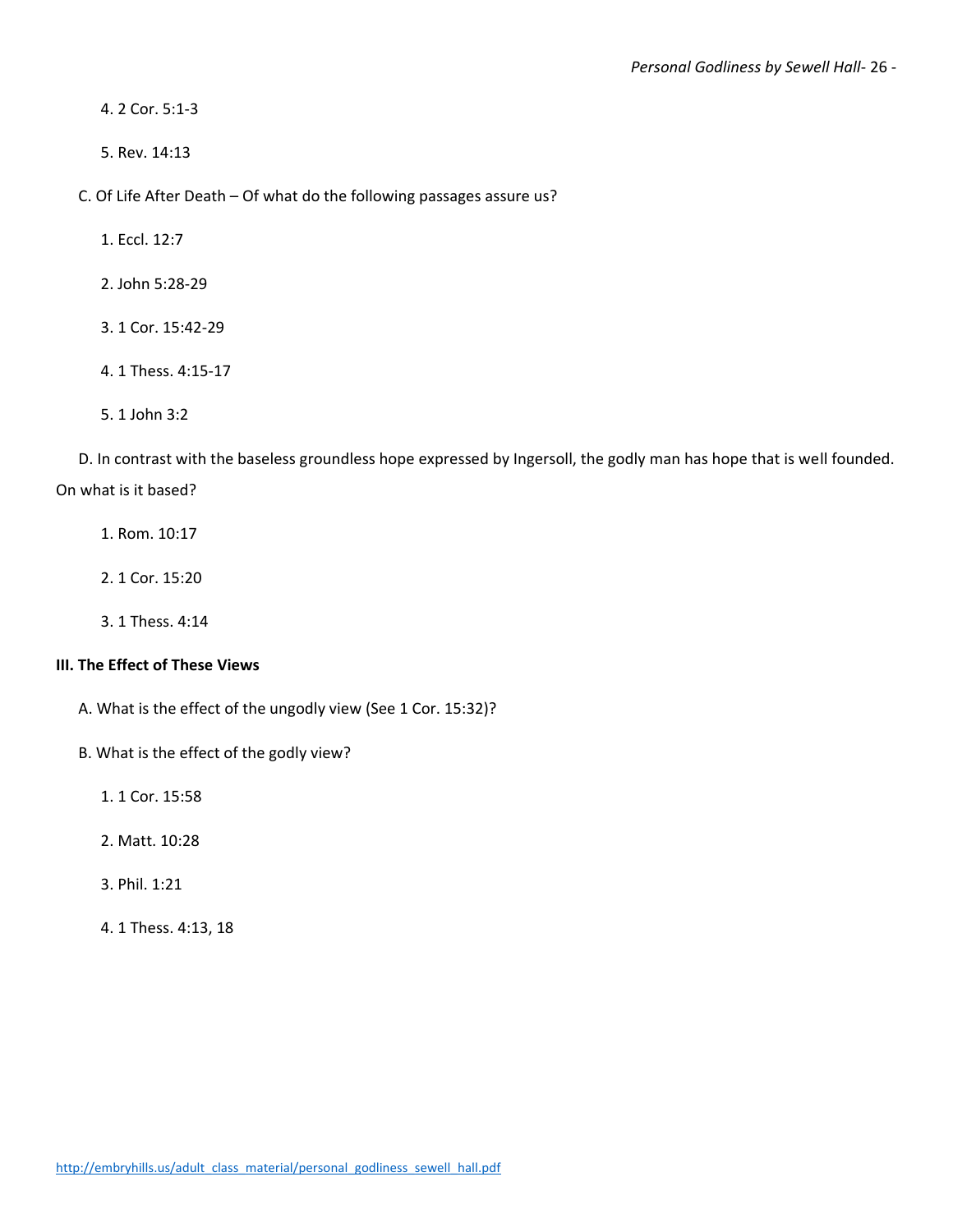4. 2 Cor. 5:1-3

5. Rev. 14:13

C. Of Life After Death – Of what do the following passages assure us?

1. Eccl. 12:7

2. John 5:28-29

3. 1 Cor. 15:42-29

4. 1 Thess. 4:15-17

5. 1 John 3:2

D. In contrast with the baseless groundless hope expressed by Ingersoll, the godly man has hope that is well founded. On what is it based?

1. Rom. 10:17

2. 1 Cor. 15:20

3. 1 Thess. 4:14

**III. The Effect of These Views**

A. What is the effect of the ungodly view (See 1 Cor. 15:32)?

B. What is the effect of the godly view?

1. 1 Cor. 15:58

2. Matt. 10:28

3. Phil. 1:21

4. 1 Thess. 4:13, 18